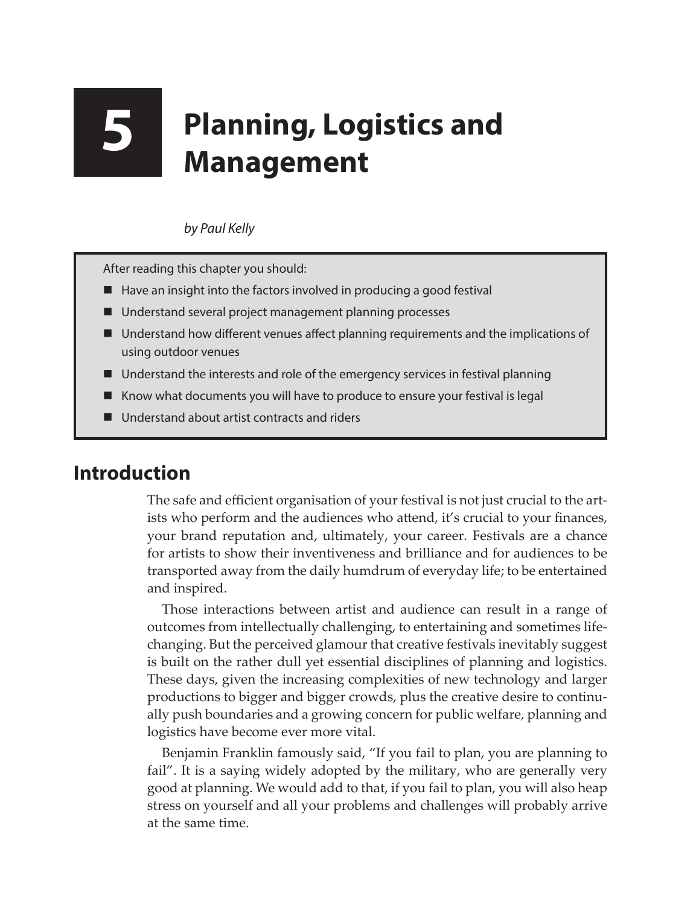# 5 Planning, Logistics and Management

*by Paul Kelly*

After reading this chapter you should:

- Have an insight into the factors involved in producing a good festival
- Understand several project management planning processes
- Understand how different venues affect planning requirements and the implications of using outdoor venues
- Understand the interests and role of the emergency services in festival planning
- Know what documents you will have to produce to ensure your festival is legal
- Understand about artist contracts and riders

## Introduction

The safe and efficient organisation of your festival is not just crucial to the artists who perform and the audiences who attend, it's crucial to your finances, your brand reputation and, ultimately, your career. Festivals are a chance for artists to show their inventiveness and brilliance and for audiences to be transported away from the daily humdrum of everyday life; to be entertained and inspired.

Those interactions between artist and audience can result in a range of outcomes from intellectually challenging, to entertaining and sometimes life-changing. But the perceived glamour that creative festivals inevitably suggest is built on the rather dull yet essential disciplines of planning and logistics. These days, given the increasing complexities of new technology and larger productions to bigger and bigger crowds, plus the creative desire to continually push boundaries and a growing concern for public welfare, planning and logistics have become ever more vital.

Benjamin Franklin famously said, "If you fail to plan, you are planning to fail". It is a saying widely adopted by the military, who are generally very good at planning. We would add to that, if you fail to plan, you will also heap stress on yourself and all your problems and challenges will probably arrive at the same time.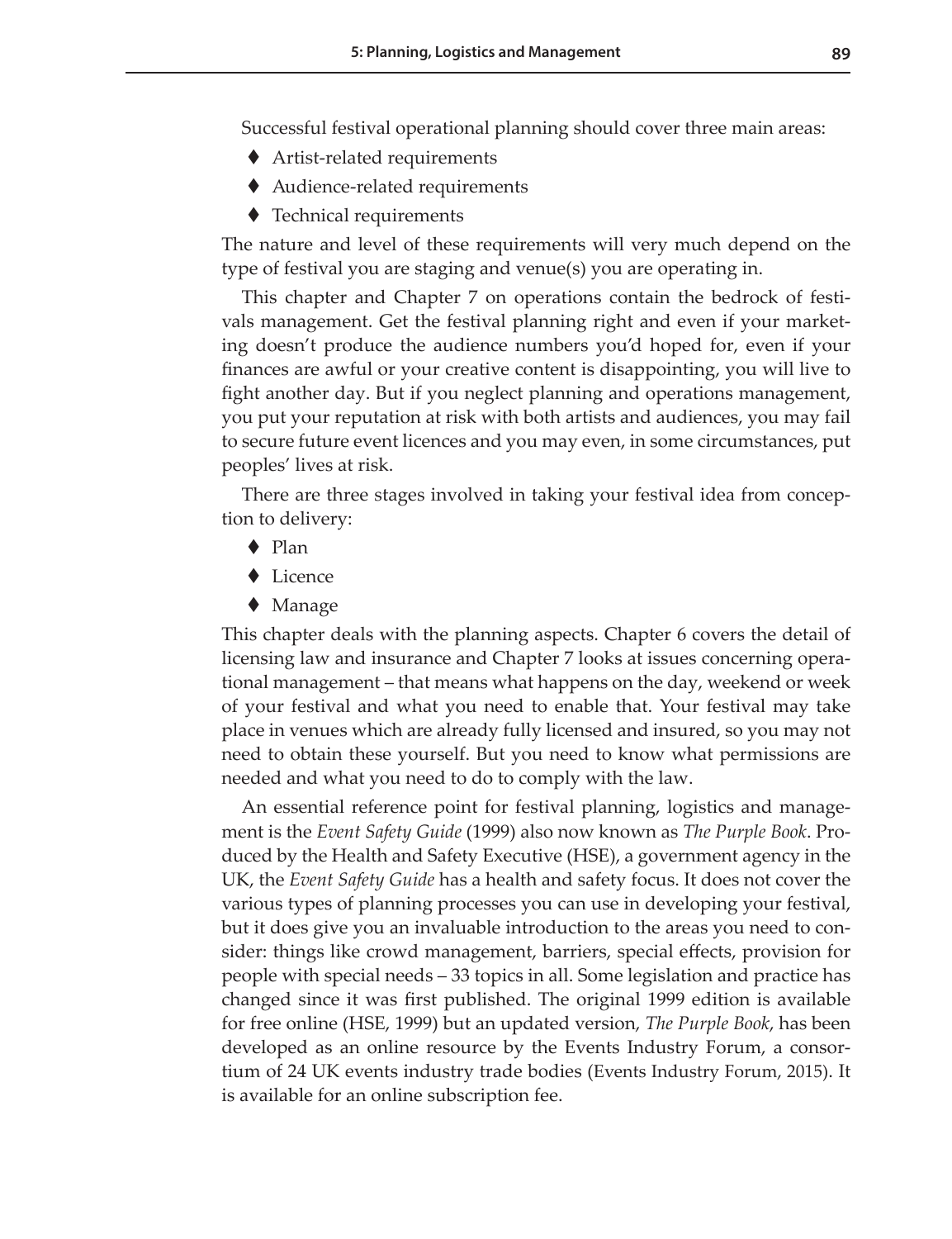Successful festival operational planning should cover three main areas:

- Artist-related requirements
- Audience-related requirements
- Technical requirements

The nature and level of these requirements will very much depend on the type of festival you are staging and venue(s) you are operating in.

This chapter and Chapter 7 on operations contain the bedrock of festivals management. Get the festival planning right and even if your marketing doesn't produce the audience numbers you'd hoped for, even if your finances are awful or your creative content is disappointing, you will live to fight another day. But if you neglect planning and operations management, you put your reputation at risk with both artists and audiences, you may fail to secure future event licences and you may even, in some circumstances, put peoples' lives at risk.

There are three stages involved in taking your festival idea from conception to delivery:

- Plan
- Licence
- Manage

This chapter deals with the planning aspects. Chapter 6 covers the detail of licensing law and insurance and Chapter 7 looks at issues concerning operational management – that means what happens on the day, weekend or week of your festival and what you need to enable that. Your festival may take place in venues which are already fully licensed and insured, so you may not need to obtain these yourself. But you need to know what permissions are needed and what you need to do to comply with the law.

An essential reference point for festival planning, logistics and management is the *Event Safety Guide* (1999) also now known as *The Purple Book*. Produced by the Health and Safety Executive (HSE), a government agency in the UK, the *Event Safety Guide* has a health and safety focus. It does not cover the various types of planning processes you can use in developing your festival, but it does give you an invaluable introduction to the areas you need to consider: things like crowd management, barriers, special effects, provision for people with special needs – 33 topics in all. Some legislation and practice has changed since it was first published. The original 1999 edition is available for free online (HSE, 1999) but an updated version, *The Purple Book*, has been developed as an online resource by the Events Industry Forum, a consortium of 24 UK events industry trade bodies (Events Industry Forum, 2015). It is available for an online subscription fee.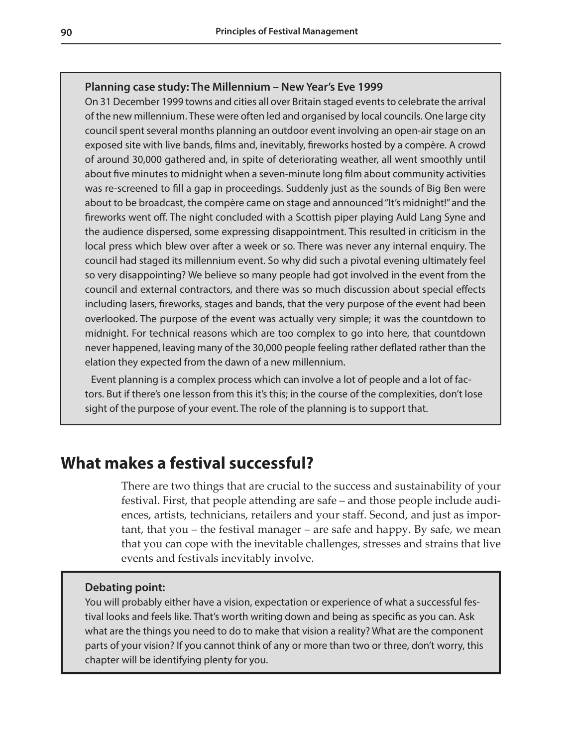**Planning case study: The Millennium – New Year's Eve 1999**

On 31 December 1999 towns and cities all over Britain staged events to celebrate the arrival of the new millennium. These were often led and organised by local councils. One large city council spent several months planning an outdoor event involving an open-air stage on an exposed site with live bands, films and, inevitably, fireworks hosted by a compère. A crowd of around 30,000 gathered and, in spite of deteriorating weather, all went smoothly until about five minutes to midnight when a seven-minute long film about community activities was re-screened to fill a gap in proceedings. Suddenly just as the sounds of Big Ben were about to be broadcast, the compère came on stage and announced "It's midnight!" and the fireworks went off. The night concluded with a Scottish piper playing Auld Lang Syne and the audience dispersed, some expressing disappointment. This resulted in criticism in the local press which blew over after a week or so. There was never any internal enquiry. The council had staged its millennium event. So why did such a pivotal evening ultimately feel so very disappointing? We believe so many people had got involved in the event from the council and external contractors, and there was so much discussion about special effects including lasers, fireworks, stages and bands, that the very purpose of the event had been overlooked. The purpose of the event was actually very simple; it was the countdown to midnight. For technical reasons which are too complex to go into here, that countdown never happened, leaving many of the 30,000 people feeling rather deflated rather than the elation they expected from the dawn of a new millennium.

Event planning is a complex process which can involve a lot of people and a lot of factors. But if there's one lesson from this it's this; in the course of the complexities, don't lose sight of the purpose of your event. The role of the planning is to support that.

## What makes a festival successful?

There are two things that are crucial to the success and sustainability of your festival. First, that people attending are safe – and those people include audiences, artists, technicians, retailers and your staff. Second, and just as important, that you – the festival manager – are safe and happy. By safe, we mean that you can cope with the inevitable challenges, stresses and strains that live events and festivals inevitably involve.

**Debating point:**

You will probably either have a vision, expectation or experience of what a successful festival looks and feels like. That's worth writing down and being as specific as you can. Ask what are the things you need to do to make that vision a reality? What are the component parts of your vision? If you cannot think of any or more than two or three, don't worry, this chapter will be identifying plenty for you.